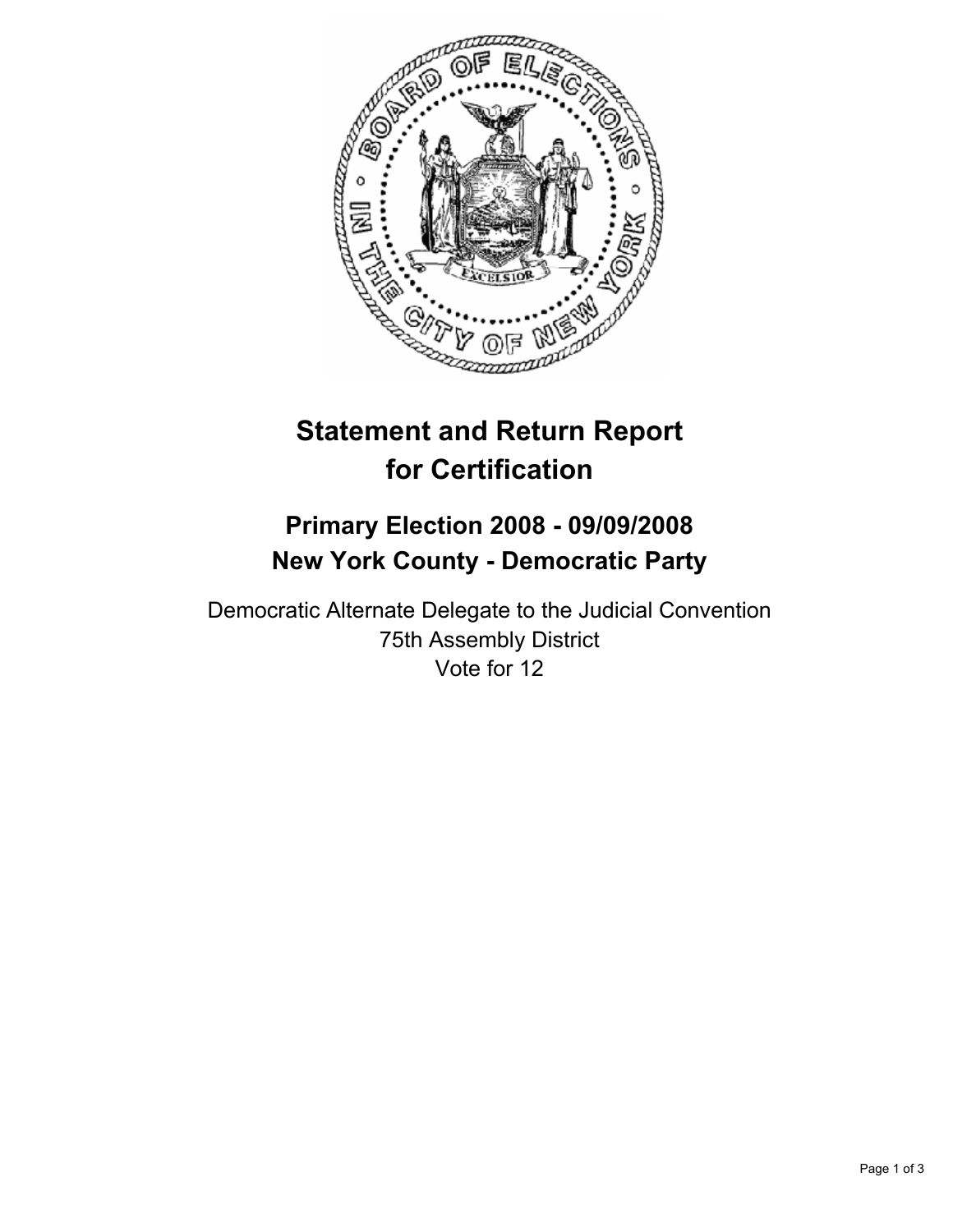# Statement and Return Report for Certification

## Primary Election 2008 - 09/09/2008
## New York County - Democratic Party

Democratic Alternate Delegate to the Judicial Convention
75th Assembly District
Vote for 12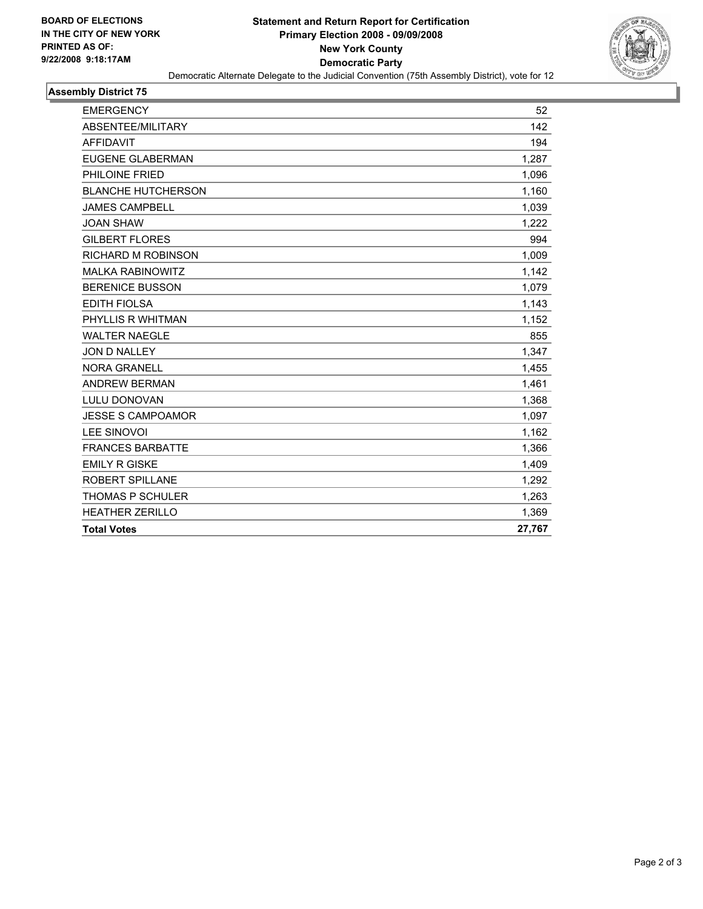**BOARD OF ELECTIONS**
**IN THE CITY OF NEW YORK**
**PRINTED AS OF:**
**9/22/2008 9:18:17AM**

# Statement and Return Report for Certification
## Primary Election 2008 - 09/09/2008
## New York County
## Democratic Party

Democratic Alternate Delegate to the Judicial Convention (75th Assembly District), vote for 12

### Assembly District 75

| | |
|---|---|
| EMERGENCY | 52 |
| ABSENTEE/MILITARY | 142 |
| AFFIDAVIT | 194 |
| EUGENE GLABERMAN | 1,287 |
| PHILOINE FRIED | 1,096 |
| BLANCHE HUTCHERSON | 1,160 |
| JAMES CAMPBELL | 1,039 |
| JOAN SHAW | 1,222 |
| GILBERT FLORES | 994 |
| RICHARD M ROBINSON | 1,009 |
| MALKA RABINOWITZ | 1,142 |
| BERENICE BUSSON | 1,079 |
| EDITH FIOLSA | 1,143 |
| PHYLLIS R WHITMAN | 1,152 |
| WALTER NAEGLE | 855 |
| JON D NALLEY | 1,347 |
| NORA GRANELL | 1,455 |
| ANDREW BERMAN | 1,461 |
| LULU DONOVAN | 1,368 |
| JESSE S CAMPOAMOR | 1,097 |
| LEE SINOVOI | 1,162 |
| FRANCES BARBATTE | 1,366 |
| EMILY R GISKE | 1,409 |
| ROBERT SPILLANE | 1,292 |
| THOMAS P SCHULER | 1,263 |
| HEATHER ZERILLO | 1,369 |
| **Total Votes** | **27,767** |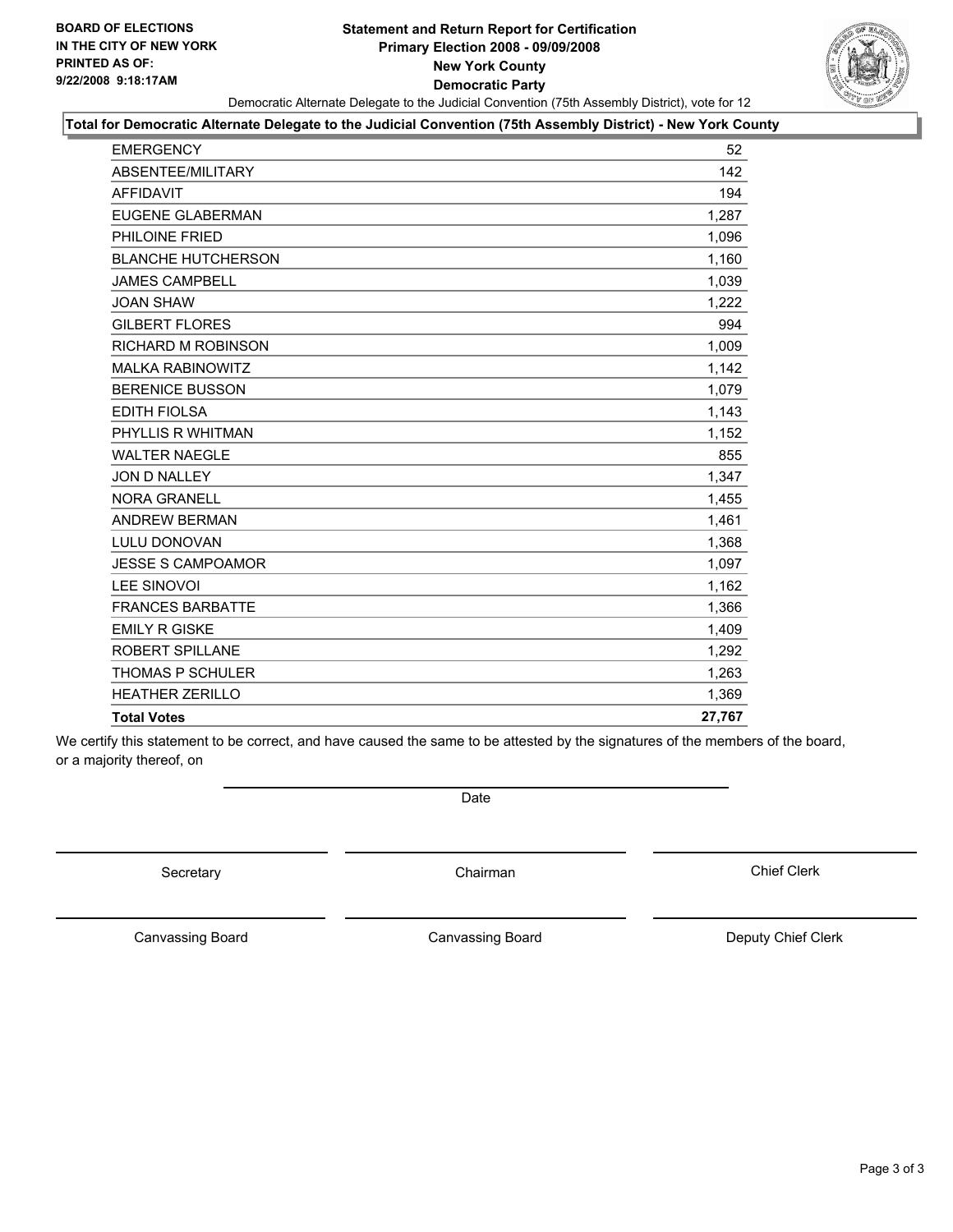**BOARD OF ELECTIONS IN THE CITY OF NEW YORK PRINTED AS OF: 9/22/2008 9:18:17AM**

# Statement and Return Report for Certification
## Primary Election 2008 - 09/09/2008
## New York County
## Democratic Party

Democratic Alternate Delegate to the Judicial Convention (75th Assembly District), vote for 12

### Total for Democratic Alternate Delegate to the Judicial Convention (75th Assembly District) - New York County

| | |
|---|---|
| EMERGENCY | 52 |
| ABSENTEE/MILITARY | 142 |
| AFFIDAVIT | 194 |
| EUGENE GLABERMAN | 1,287 |
| PHILOINE FRIED | 1,096 |
| BLANCHE HUTCHERSON | 1,160 |
| JAMES CAMPBELL | 1,039 |
| JOAN SHAW | 1,222 |
| GILBERT FLORES | 994 |
| RICHARD M ROBINSON | 1,009 |
| MALKA RABINOWITZ | 1,142 |
| BERENICE BUSSON | 1,079 |
| EDITH FIOLSA | 1,143 |
| PHYLLIS R WHITMAN | 1,152 |
| WALTER NAEGLE | 855 |
| JON D NALLEY | 1,347 |
| NORA GRANELL | 1,455 |
| ANDREW BERMAN | 1,461 |
| LULU DONOVAN | 1,368 |
| JESSE S CAMPOAMOR | 1,097 |
| LEE SINOVOI | 1,162 |
| FRANCES BARBATTE | 1,366 |
| EMILY R GISKE | 1,409 |
| ROBERT SPILLANE | 1,292 |
| THOMAS P SCHULER | 1,263 |
| HEATHER ZERILLO | 1,369 |
| **Total Votes** | **27,767** |

We certify this statement to be correct, and have caused the same to be attested by the signatures of the members of the board, or a majority thereof, on

Date

Secretary | Chairman | Chief Clerk

Canvassing Board | Canvassing Board | Deputy Chief Clerk